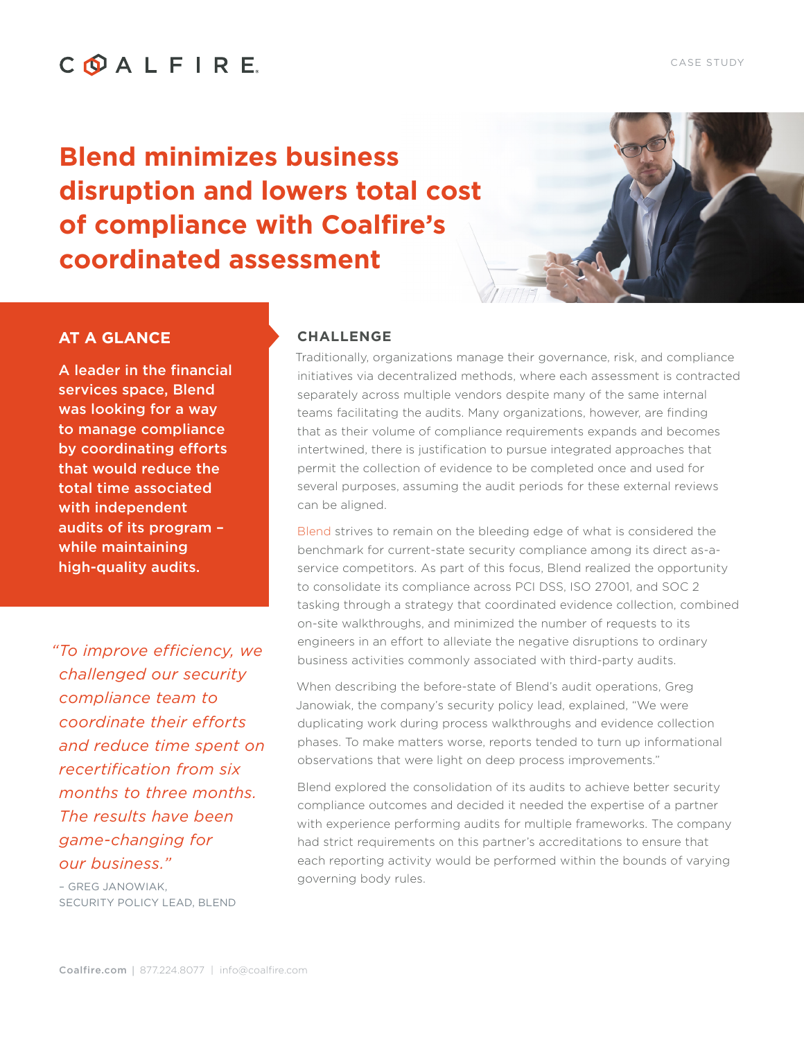COALFIRE

CASE STUDY

# Blend minimizes business disruption and lowers total cost of compliance with Coalfire's coordinated assessment

## AT A GLANCE

**A leader in the financial services space, Blend was looking for a way to manage compliance by coordinating efforts that would reduce the total time associated with independent audits of its program – while maintaining high-quality audits.**

*"To improve efficiency, we challenged our security compliance team to coordinate their efforts and reduce time spent on recertification from six months to three months. The results have been game-changing for our business."*

– GREG JANOWIAK, SECURITY POLICY LEAD, BLEND

## CHALLENGE

Traditionally, organizations manage their governance, risk, and compliance initiatives via decentralized methods, where each assessment is contracted separately across multiple vendors despite many of the same internal teams facilitating the audits. Many organizations, however, are finding that as their volume of compliance requirements expands and becomes intertwined, there is justification to pursue integrated approaches that permit the collection of evidence to be completed once and used for several purposes, assuming the audit periods for these external reviews can be aligned.

Blend strives to remain on the bleeding edge of what is considered the benchmark for current-state security compliance among its direct as-a-service competitors. As part of this focus, Blend realized the opportunity to consolidate its compliance across PCI DSS, ISO 27001, and SOC 2 tasking through a strategy that coordinated evidence collection, combined on-site walkthroughs, and minimized the number of requests to its engineers in an effort to alleviate the negative disruptions to ordinary business activities commonly associated with third-party audits.

When describing the before-state of Blend's audit operations, Greg Janowiak, the company's security policy lead, explained, "We were duplicating work during process walkthroughs and evidence collection phases. To make matters worse, reports tended to turn up informational observations that were light on deep process improvements."

Blend explored the consolidation of its audits to achieve better security compliance outcomes and decided it needed the expertise of a partner with experience performing audits for multiple frameworks. The company had strict requirements on this partner's accreditations to ensure that each reporting activity would be performed within the bounds of varying governing body rules.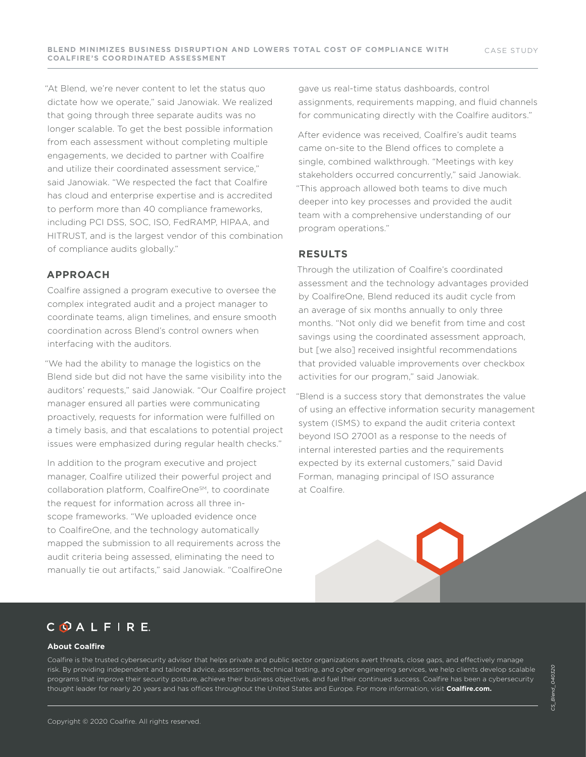"At Blend, we're never content to let the status quo dictate how we operate," said Janowiak. We realized that going through three separate audits was no longer scalable. To get the best possible information from each assessment without completing multiple engagements, we decided to partner with Coalfire and utilize their coordinated assessment service," said Janowiak. "We respected the fact that Coalfire has cloud and enterprise expertise and is accredited to perform more than 40 compliance frameworks, including PCI DSS, SOC, ISO, FedRAMP, HIPAA, and HITRUST, and is the largest vendor of this combination of compliance audits globally."

## APPROACH

Coalfire assigned a program executive to oversee the complex integrated audit and a project manager to coordinate teams, align timelines, and ensure smooth coordination across Blend's control owners when interfacing with the auditors.

"We had the ability to manage the logistics on the Blend side but did not have the same visibility into the auditors' requests," said Janowiak. "Our Coalfire project manager ensured all parties were communicating proactively, requests for information were fulfilled on a timely basis, and that escalations to potential project issues were emphasized during regular health checks."

In addition to the program executive and project manager, Coalfire utilized their powerful project and collaboration platform, CoalfireOne℠, to coordinate the request for information across all three in-scope frameworks. "We uploaded evidence once to CoalfireOne, and the technology automatically mapped the submission to all requirements across the audit criteria being assessed, eliminating the need to manually tie out artifacts," said Janowiak. "CoalfireOne gave us real-time status dashboards, control assignments, requirements mapping, and fluid channels for communicating directly with the Coalfire auditors."

After evidence was received, Coalfire's audit teams came on-site to the Blend offices to complete a single, combined walkthrough. "Meetings with key stakeholders occurred concurrently," said Janowiak. "This approach allowed both teams to dive much deeper into key processes and provided the audit team with a comprehensive understanding of our program operations."

## RESULTS

Through the utilization of Coalfire's coordinated assessment and the technology advantages provided by CoalfireOne, Blend reduced its audit cycle from an average of six months annually to only three months. "Not only did we benefit from time and cost savings using the coordinated assessment approach, but [we also] received insightful recommendations that provided valuable improvements over checkbox activities for our program," said Janowiak.

"Blend is a success story that demonstrates the value of using an effective information security management system (ISMS) to expand the audit criteria context beyond ISO 27001 as a response to the needs of internal interested parties and the requirements expected by its external customers," said David Forman, managing principal of ISO assurance at Coalfire.

COALFIRE.

**About Coalfire**

Coalfire is the trusted cybersecurity advisor that helps private and public sector organizations avert threats, close gaps, and effectively manage risk. By providing independent and tailored advice, assessments, technical testing, and cyber engineering services, we help clients develop scalable programs that improve their security posture, achieve their business objectives, and fuel their continued success. Coalfire has been a cybersecurity thought leader for nearly 20 years and has offices throughout the United States and Europe. For more information, visit **Coalfire.com.**

Copyright © 2020 Coalfire. All rights reserved.

CS_Blend_040320